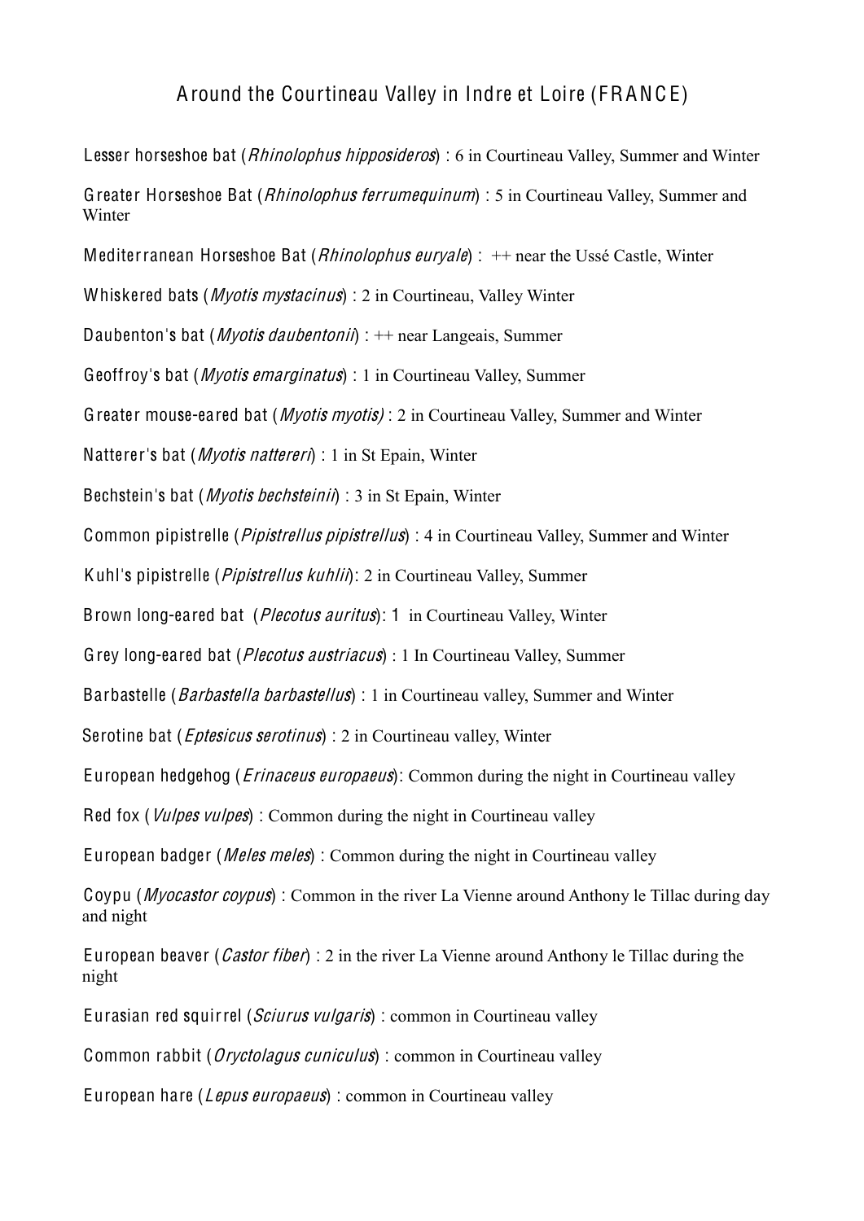# Around the Courtineau Valley in Indre et Loire (FRANCE)

Lesser horseshoe bat (*Rhinolophus hipposideros*) : 6 in Courtineau Valley, Summer and Winter

Greater Horseshoe Bat (*Rhinolophus ferrumequinum*) : 5 in Courtineau Valley, Summer and Winter

Mediterranean Horseshoe Bat (*Rhinolophus euryale*) : ++ near the Ussé Castle, Winter

Whiskered bats (*Myotis mystacinus*) : 2 in Courtineau, Valley Winter

Daubenton's bat (*Myotis daubentonii*) : ++ near Langeais, Summer

Geoffroy's bat (*Myotis emarginatus*) : 1 in Courtineau Valley, Summer

Greater mouse-eared bat (*Myotis myotis)* : 2 in Courtineau Valley, Summer and Winter

Natterer's bat (*Myotis nattereri*) : 1 in St Epain, Winter

Bechstein's bat (*Myotis bechsteinii*) : 3 in St Epain, Winter

Common pipistrelle (*Pipistrellus pipistrellus*) : 4 in Courtineau Valley, Summer and Winter

Kuhl's pipistrelle (*Pipistrellus kuhlii*): 2 in Courtineau Valley, Summer

Brown long-eared bat (*Plecotus auritus*): 1 in Courtineau Valley, Winter

Grey long-eared bat (*Plecotus austriacus*) : 1 In Courtineau Valley, Summer

Barbastelle (*Barbastella barbastellus*) : 1 in Courtineau valley, Summer and Winter

Serotine bat (*Eptesicus serotinus*) : 2 in Courtineau valley, Winter

European hedgehog (*Erinaceus europaeus*): Common during the night in Courtineau valley

Red fox (*Vulpes vulpes*) : Common during the night in Courtineau valley

European badger (*Meles meles*) : Common during the night in Courtineau valley

Coypu (*Myocastor coypus*) : Common in the river La Vienne around Anthony le Tillac during day and night

European beaver (*Castor fiber*) : 2 in the river La Vienne around Anthony le Tillac during the night

Eurasian red squirrel (*Sciurus vulgaris*) : common in Courtineau valley

Common rabbit (*Oryctolagus cuniculus*) : common in Courtineau valley

European hare (*Lepus europaeus*) : common in Courtineau valley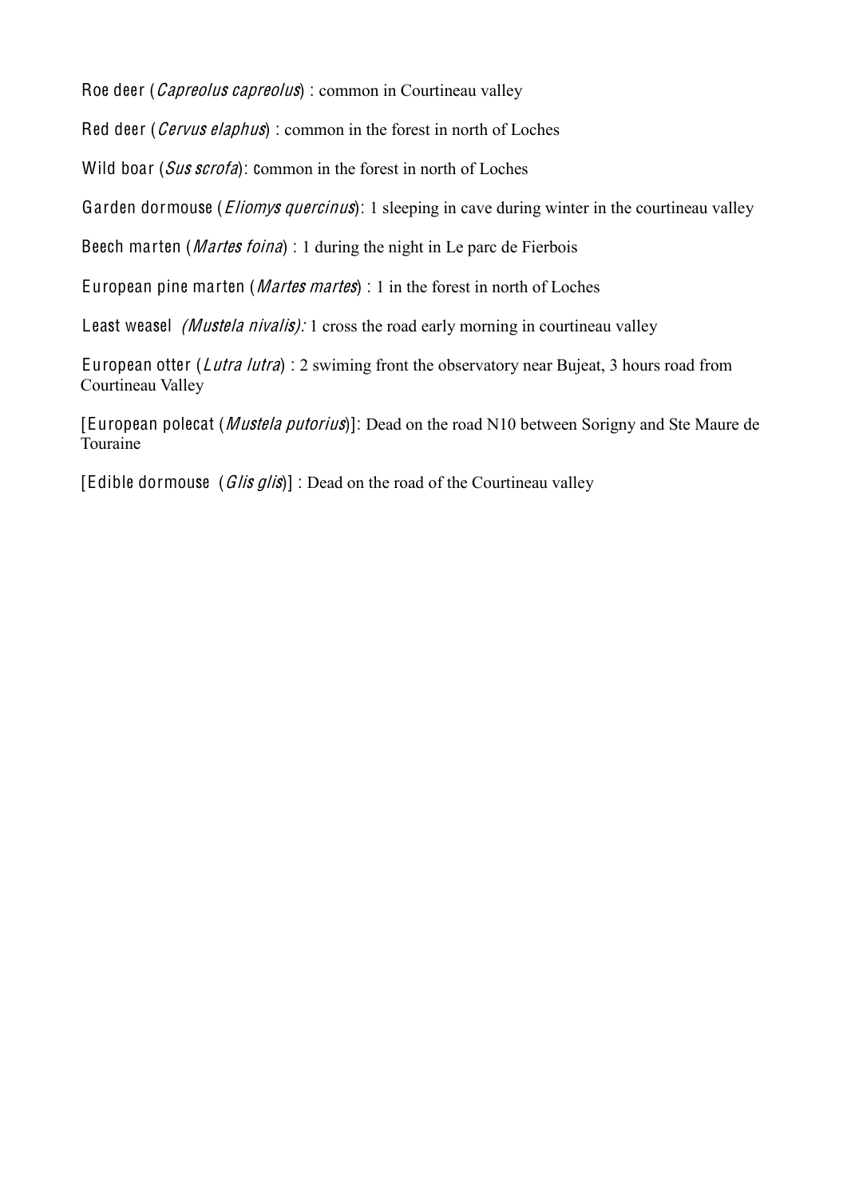Roe deer (*Capreolus capreolus*) : common in Courtineau valley

Red deer (*Cervus elaphus*) : common in the forest in north of Loches

Wild boar (*Sus scrofa*): common in the forest in north of Loches

Garden dormouse (*Eliomys quercinus*): 1 sleeping in cave during winter in the courtineau valley

Beech marten (*Martes foina*) : 1 during the night in Le parc de Fierbois

European pine marten (*Martes martes*) : 1 in the forest in north of Loches

Least weasel *(Mustela nivalis):* 1 cross the road early morning in courtineau valley

European otter (*Lutra lutra*) : 2 swiming front the observatory near Bujeat, 3 hours road from Courtineau Valley

[European polecat (*Mustela putorius*)]: Dead on the road N10 between Sorigny and Ste Maure de Touraine

[Edible dormouse (*Glis glis*)] : Dead on the road of the Courtineau valley